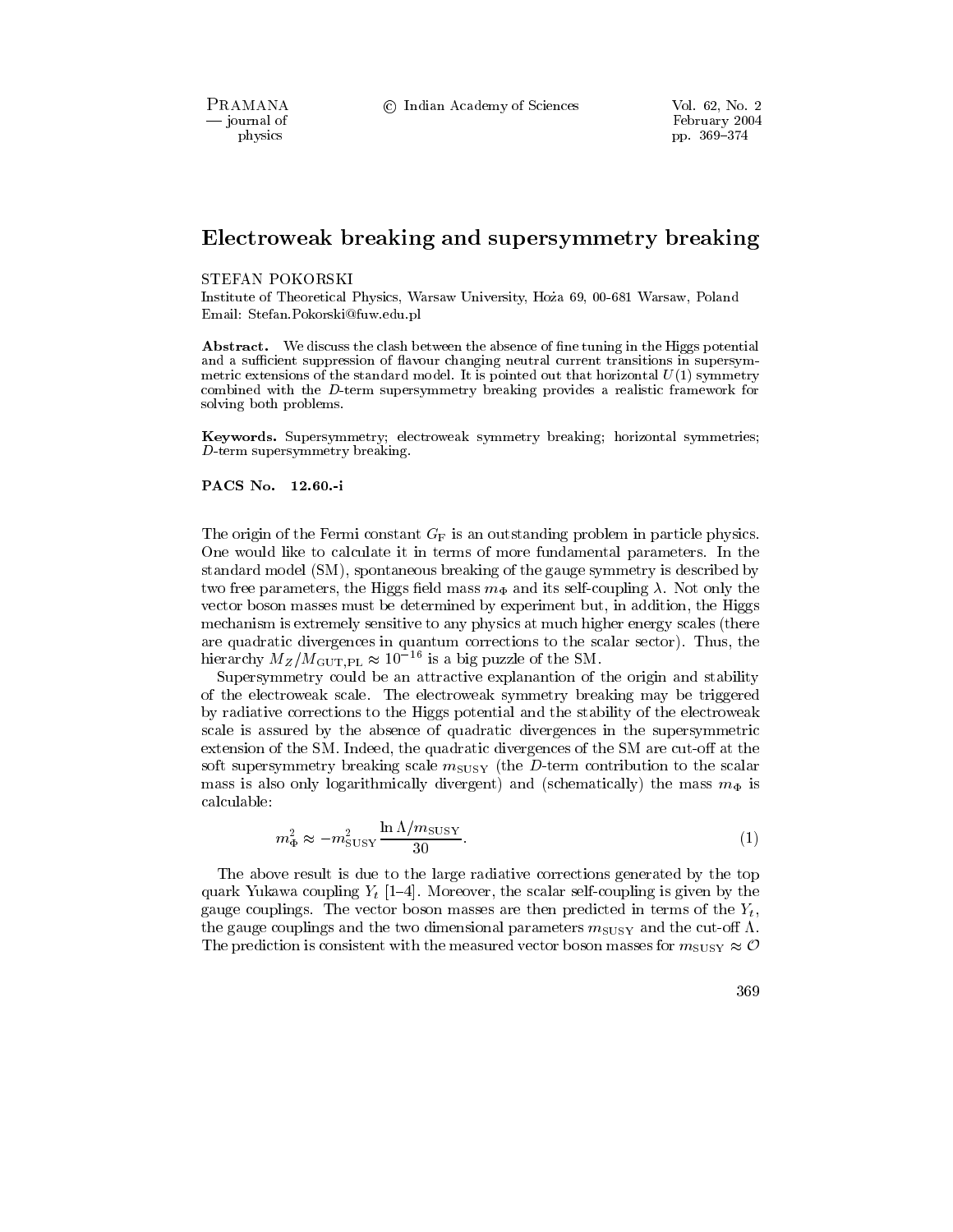# Electroweak breaking and supersymmetry breaking

STEFAN POKORSKI

Institute of Theoretical Physics, Warsaw University, Hoża 69, 00-681 Warsaw, Poland

Email: Stefan.Pokorski@fuw.edu.pl

**Abstract.** We discuss the clash between the absence of fine tuning in the Higgs potential and a sufficient suppression of flavour changing neutral current transitions in supersymmetric extensions of the standard model. It is pointed out that horizontal $U(1)$ symmetry combined with the $D$-term supersymmetry breaking provides a realistic framework for solving both problems.

**Keywords.** Supersymmetry; electroweak symmetry breaking; horizontal symmetries; $D$-term supersymmetry breaking.

**PACS No. 12.60.-i**

The origin of the Fermi constant $G_{\mathrm{F}}$ is an outstanding problem in particle physics. One would like to calculate it in terms of more fundamental parameters. In the standard model (SM), spontaneous breaking of the gauge symmetry is described by two free parameters, the Higgs field mass $m_{\Phi}$ and its self-coupling $\lambda$. Not only the vector boson masses must be determined by experiment but, in addition, the Higgs mechanism is extremely sensitive to any physics at much higher energy scales (there are quadratic divergences in quantum corrections to the scalar sector). Thus, the hierarchy $M_Z/M_{\mathrm{GUT,PL}} \approx 10^{-16}$ is a big puzzle of the SM.

Supersymmetry could be an attractive explanantion of the origin and stability of the electroweak scale. The electroweak symmetry breaking may be triggered by radiative corrections to the Higgs potential and the stability of the electroweak scale is assured by the absence of quadratic divergences in the supersymmetric extension of the SM. Indeed, the quadratic divergences of the SM are cut-off at the soft supersymmetry breaking scale $m_{\mathrm{SUSY}}$ (the $D$-term contribution to the scalar mass is also only logarithmically divergent) and (schematically) the mass $m_{\Phi}$ is calculable:

$$m_{\Phi}^2 \approx -m_{\mathrm{SUSY}}^2 \frac{\ln \Lambda/m_{\mathrm{SUSY}}}{30}. \tag{1}$$

The above result is due to the large radiative corrections generated by the top quark Yukawa coupling $Y_t$ [1–4]. Moreover, the scalar self-coupling is given by the gauge couplings. The vector boson masses are then predicted in terms of the $Y_t$, the gauge couplings and the two dimensional parameters $m_{\mathrm{SUSY}}$ and the cut-off $\Lambda$. The prediction is consistent with the measured vector boson masses for $m_{\mathrm{SUSY}} \approx \mathcal{O}$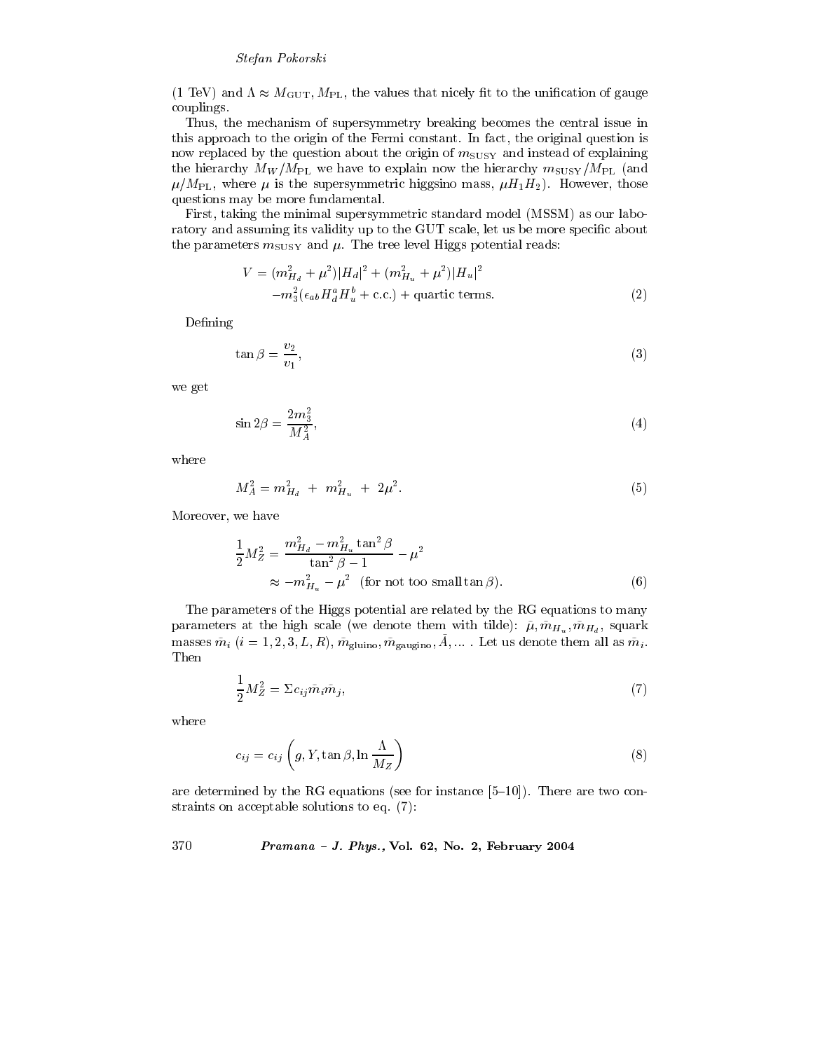(1 TeV) and $\Lambda \approx M_{\rm GUT}, M_{\rm PL}$, the values that nicely fit to the unification of gauge couplings.

Thus, the mechanism of supersymmetry breaking becomes the central issue in this approach to the origin of the Fermi constant. In fact, the original question is now replaced by the question about the origin of $m_{\rm SUSY}$ and instead of explaining the hierarchy $M_W/M_{\rm PL}$ we have to explain now the hierarchy $m_{\rm SUSY}/M_{\rm PL}$ (and $\mu/M_{\rm PL}$, where $\mu$ is the supersymmetric higgsino mass, $\mu H_1 H_2$). However, those questions may be more fundamental.

First, taking the minimal supersymmetric standard model (MSSM) as our laboratory and assuming its validity up to the GUT scale, let us be more specific about the parameters $m_{\rm SUSY}$ and $\mu$. The tree level Higgs potential reads:

$$V = (m_{H_d}^2 + \mu^2)|H_d|^2 + (m_{H_u}^2 + \mu^2)|H_u|^2 \\ -m_3^2(\epsilon_{ab} H_d^a H_u^b + \text{c.c.}) + \text{quartic terms}. \tag{2}$$

Defining

$$\tan\beta = \frac{v_2}{v_1}, \tag{3}$$

we get

$$\sin 2\beta = \frac{2m_3^2}{M_A^2}, \tag{4}$$

where

$$M_A^2 = m_{H_d}^2 \ + \ m_{H_u}^2 \ + \ 2\mu^2. \tag{5}$$

Moreover, we have

$$\frac{1}{2}M_Z^2 = \frac{m_{H_d}^2 - m_{H_u}^2 \tan^2\beta}{\tan^2\beta - 1} - \mu^2 \\ \approx -m_{H_u}^2 - \mu^2 \quad (\text{for not too small} \tan\beta). \tag{6}$$

The parameters of the Higgs potential are related by the RG equations to many parameters at the high scale (we denote them with tilde): $\tilde{\mu}, \tilde{m}_{H_u}, \tilde{m}_{H_d}$, squark masses $\tilde{m}_i$ $(i = 1, 2, 3, L, R)$, $\tilde{m}_{\rm gluino}, \tilde{m}_{\rm gaugino}, \tilde{A}, \ldots$ . Let us denote them all as $\tilde{m}_i$. Then

$$\frac{1}{2}M_Z^2 = \Sigma c_{ij}\tilde{m}_i\tilde{m}_j, \tag{7}$$

where

$$c_{ij} = c_{ij}\left(g, Y, \tan\beta, \ln\frac{\Lambda}{M_Z}\right) \tag{8}$$

are determined by the RG equations (see for instance [5–10]). There are two constraints on acceptable solutions to eq. (7):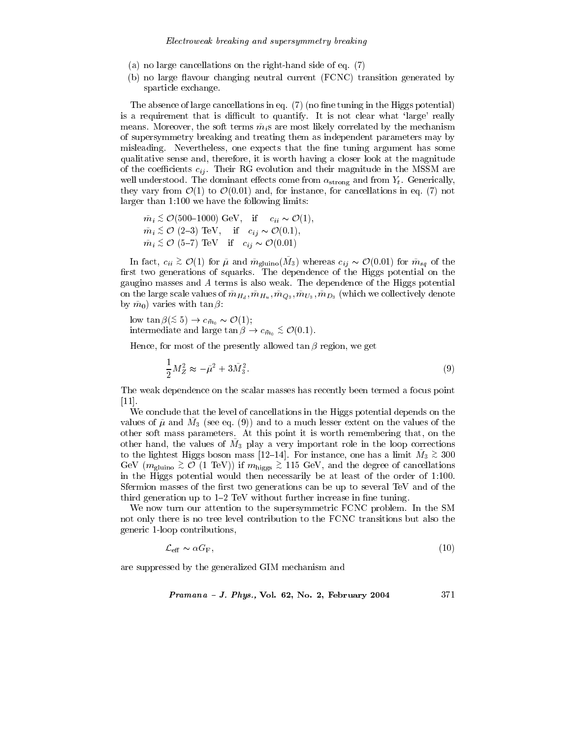(a) no large cancellations on the right-hand side of eq. (7)

(b) no large flavour changing neutral current (FCNC) transition generated by sparticle exchange.

The absence of large cancellations in eq. (7) (no fine tuning in the Higgs potential) is a requirement that is difficult to quantify. It is not clear what 'large' really means. Moreover, the soft terms $\bar{m}_i$s are most likely correlated by the mechanism of supersymmetry breaking and treating them as independent parameters may by misleading. Nevertheless, one expects that the fine tuning argument has some qualitative sense and, therefore, it is worth having a closer look at the magnitude of the coefficients $c_{ij}$. Their RG evolution and their magnitude in the MSSM are well understood. The dominant effects come from $\alpha_{\rm strong}$ and from $Y_t$. Generically, they vary from $\mathcal{O}(1)$ to $\mathcal{O}(0.01)$ and, for instance, for cancellations in eq. (7) not larger than 1:100 we have the following limits:

$\bar{m}_i \lesssim \mathcal{O}(500\text{–}1000)$ GeV, if $c_{ii} \sim \mathcal{O}(1)$,
$\bar{m}_i \lesssim \mathcal{O}$ (2–3) TeV, if $c_{ij} \sim \mathcal{O}(0.1)$,
$\bar{m}_i \lesssim \mathcal{O}$ (5–7) TeV if $c_{ij} \sim \mathcal{O}(0.01)$

In fact, $c_{ii} \gtrsim \mathcal{O}(1)$ for $\bar{\mu}$ and $\bar{m}_{\rm gluino}(\bar{M}_3)$ whereas $c_{ij} \sim \mathcal{O}(0.01)$ for $\bar{m}_{sq}$ of the first two generations of squarks. The dependence of the Higgs potential on the gaugino masses and $A$ terms is also weak. The dependence of the Higgs potential on the large scale values of $\bar{m}_{H_d}, \bar{m}_{H_u}, \bar{m}_{Q_3}, \bar{m}_{U_3}, \bar{m}_{D_3}$ (which we collectively denote by $\bar{m}_0$) varies with $\tan\beta$:

low $\tan\beta (\lesssim 5) \to c_{\bar{m}_0} \sim \mathcal{O}(1)$;
intermediate and large $\tan\beta \to c_{\bar{m}_0} \lesssim \mathcal{O}(0.1)$.

Hence, for most of the presently allowed $\tan\beta$ region, we get

$$\frac{1}{2}M_Z^2 \approx -\bar{\mu}^2 + 3\bar{M}_3^2. \tag{9}$$

The weak dependence on the scalar masses has recently been termed a focus point [11].

We conclude that the level of cancellations in the Higgs potential depends on the values of $\bar{\mu}$ and $\bar{M}_3$ (see eq. (9)) and to a much lesser extent on the values of the other soft mass parameters. At this point it is worth remembering that, on the other hand, the values of $\bar{M}_3$ play a very important role in the loop corrections to the lightest Higgs boson mass [12–14]. For instance, one has a limit $\bar{M}_3 \gtrsim 300$ GeV ($m_{\rm gluino} \gtrsim \mathcal{O}$ (1 TeV)) if $m_{\rm higgs} \gtrsim 115$ GeV, and the degree of cancellations in the Higgs potential would then necessarily be at least of the order of 1:100. Sfermion masses of the first two generations can be up to several TeV and of the third generation up to 1–2 TeV without further increase in fine tuning.

We now turn our attention to the supersymmetric FCNC problem. In the SM not only there is no tree level contribution to the FCNC transitions but also the generic 1-loop contributions,

$$\mathcal{L}_{\rm eff} \sim \alpha G_{\rm F}, \tag{10}$$

are suppressed by the generalized GIM mechanism and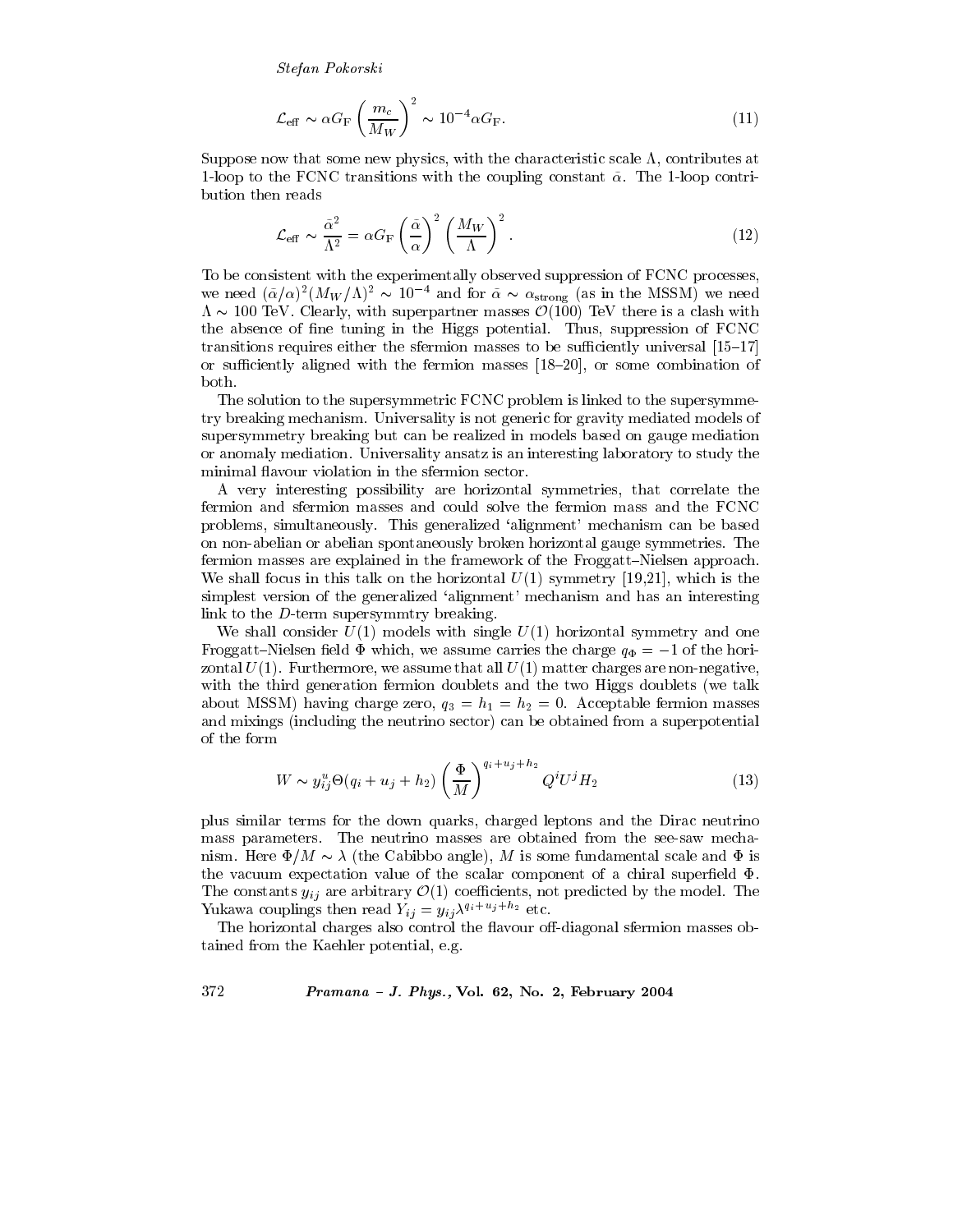$$\mathcal{L}_{\text{eff}} \sim \alpha G_{\text{F}} \left(\frac{m_c}{M_W}\right)^2 \sim 10^{-4} \alpha G_{\text{F}}. \tag{11}$$

Suppose now that some new physics, with the characteristic scale $\Lambda$, contributes at 1-loop to the FCNC transitions with the coupling constant $\bar{\alpha}$. The 1-loop contribution then reads

$$\mathcal{L}_{\text{eff}} \sim \frac{\bar{\alpha}^2}{\Lambda^2} = \alpha G_{\text{F}} \left(\frac{\bar{\alpha}}{\alpha}\right)^2 \left(\frac{M_W}{\Lambda}\right)^2. \tag{12}$$

To be consistent with the experimentally observed suppression of FCNC processes, we need $(\bar{\alpha}/\alpha)^2 (M_W/\Lambda)^2 \sim 10^{-4}$ and for $\bar{\alpha} \sim \alpha_{\text{strong}}$ (as in the MSSM) we need $\Lambda \sim 100$ TeV. Clearly, with superpartner masses $\mathcal{O}(100)$ TeV there is a clash with the absence of fine tuning in the Higgs potential. Thus, suppression of FCNC transitions requires either the sfermion masses to be sufficiently universal [15–17] or sufficiently aligned with the fermion masses [18–20], or some combination of both.

The solution to the supersymmetric FCNC problem is linked to the supersymmetry breaking mechanism. Universality is not generic for gravity mediated models of supersymmetry breaking but can be realized in models based on gauge mediation or anomaly mediation. Universality ansatz is an interesting laboratory to study the minimal flavour violation in the sfermion sector.

A very interesting possibility are horizontal symmetries, that correlate the fermion and sfermion masses and could solve the fermion mass and the FCNC problems, simultaneously. This generalized 'alignment' mechanism can be based on non-abelian or abelian spontaneously broken horizontal gauge symmetries. The fermion masses are explained in the framework of the Froggatt–Nielsen approach. We shall focus in this talk on the horizontal $U(1)$ symmetry [19,21], which is the simplest version of the generalized 'alignment' mechanism and has an interesting link to the $D$-term supersymmtry breaking.

We shall consider $U(1)$ models with single $U(1)$ horizontal symmetry and one Froggatt–Nielsen field $\Phi$ which, we assume carries the charge $q_\Phi = -1$ of the horizontal $U(1)$. Furthermore, we assume that all $U(1)$ matter charges are non-negative, with the third generation fermion doublets and the two Higgs doublets (we talk about MSSM) having charge zero, $q_3 = h_1 = h_2 = 0$. Acceptable fermion masses and mixings (including the neutrino sector) can be obtained from a superpotential of the form

$$W \sim y^u_{ij} \Theta(q_i + u_j + h_2) \left(\frac{\Phi}{M}\right)^{q_i + u_j + h_2} Q^i U^j H_2 \tag{13}$$

plus similar terms for the down quarks, charged leptons and the Dirac neutrino mass parameters. The neutrino masses are obtained from the see-saw mechanism. Here $\Phi/M \sim \lambda$ (the Cabibbo angle), $M$ is some fundamental scale and $\Phi$ is the vacuum expectation value of the scalar component of a chiral superfield $\Phi$. The constants $y_{ij}$ are arbitrary $\mathcal{O}(1)$ coefficients, not predicted by the model. The Yukawa couplings then read $Y_{ij} = y_{ij} \lambda^{q_i + u_j + h_2}$ etc.

The horizontal charges also control the flavour off-diagonal sfermion masses obtained from the Kaehler potential, e.g.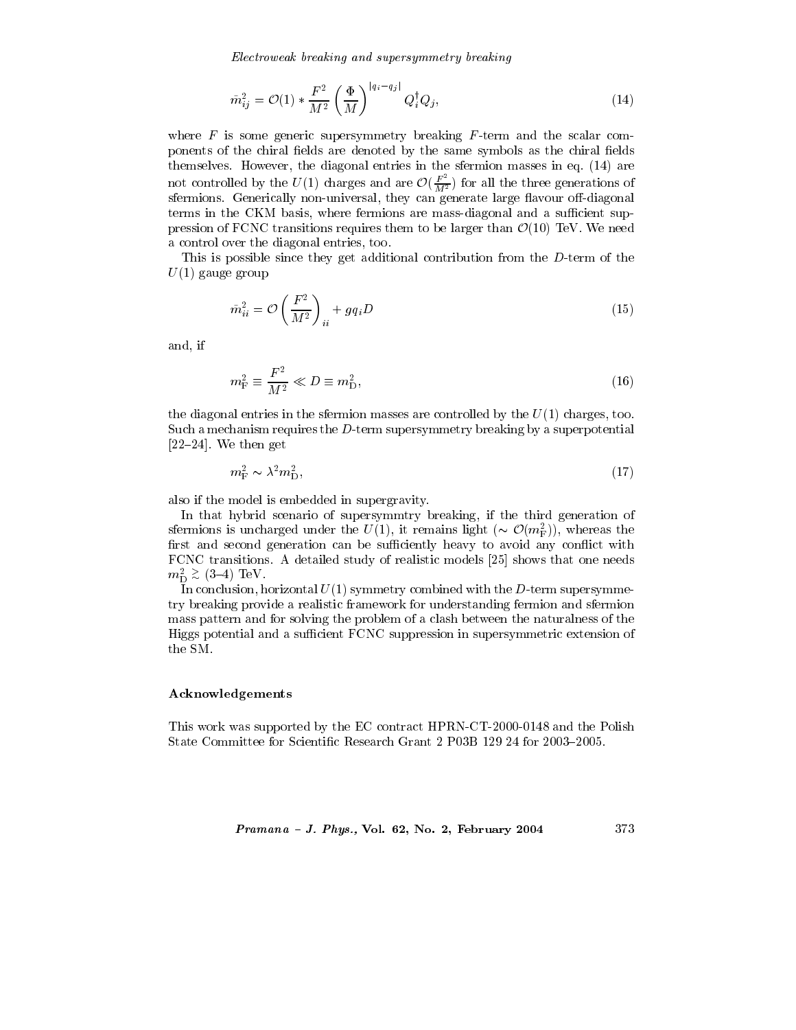$$\bar{m}_{ij}^2 = \mathcal{O}(1) * \frac{F^2}{M^2} \left(\frac{\Phi}{M}\right)^{|q_i - q_j|} Q_i^\dagger Q_j, \tag{14}$$

where $F$ is some generic supersymmetry breaking $F$-term and the scalar components of the chiral fields are denoted by the same symbols as the chiral fields themselves. However, the diagonal entries in the sfermion masses in eq. (14) are not controlled by the $U(1)$ charges and are $\mathcal{O}(\frac{F^2}{M^2})$ for all the three generations of sfermions. Generically non-universal, they can generate large flavour off-diagonal terms in the CKM basis, where fermions are mass-diagonal and a sufficient suppression of FCNC transitions requires them to be larger than $\mathcal{O}(10)$ TeV. We need a control over the diagonal entries, too.

This is possible since they get additional contribution from the $D$-term of the $U(1)$ gauge group

$$\bar{m}_{ii}^2 = \mathcal{O}\left(\frac{F^2}{M^2}\right)_{ii} + g q_i D \tag{15}$$

and, if

$$m_{\mathrm{F}}^2 \equiv \frac{F^2}{M^2} \ll D \equiv m_{\mathrm{D}}^2, \tag{16}$$

the diagonal entries in the sfermion masses are controlled by the $U(1)$ charges, too. Such a mechanism requires the $D$-term supersymmetry breaking by a superpotential [22–24]. We then get

$$m_{\mathrm{F}}^2 \sim \lambda^2 m_{\mathrm{D}}^2, \tag{17}$$

also if the model is embedded in supergravity.

In that hybrid scenario of supersymmtry breaking, if the third generation of sfermions is uncharged under the $U(1)$, it remains light ($\sim \mathcal{O}(m_{\mathrm{F}}^2)$), whereas the first and second generation can be sufficiently heavy to avoid any conflict with FCNC transitions. A detailed study of realistic models [25] shows that one needs $m_{\mathrm{D}}^2 \gtrsim$ (3–4) TeV.

In conclusion, horizontal $U(1)$ symmetry combined with the $D$-term supersymmetry breaking provide a realistic framework for understanding fermion and sfermion mass pattern and for solving the problem of a clash between the naturalness of the Higgs potential and a sufficient FCNC suppression in supersymmetric extension of the SM.

### Acknowledgements

This work was supported by the EC contract HPRN-CT-2000-0148 and the Polish State Committee for Scientific Research Grant 2 P03B 129 24 for 2003–2005.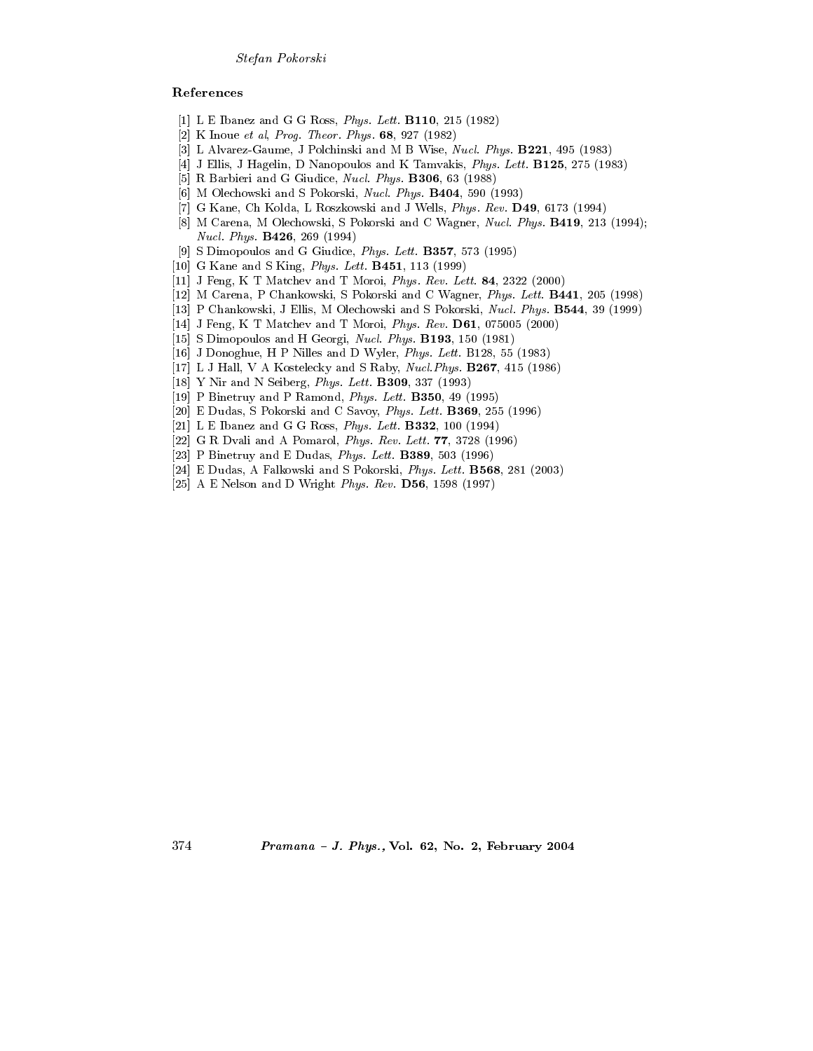## References

[1] L E Ibanez and G G Ross, *Phys. Lett.* **B110**, 215 (1982)

[2] K Inoue *et al*, *Prog. Theor. Phys.* **68**, 927 (1982)

[3] L Alvarez-Gaume, J Polchinski and M B Wise, *Nucl. Phys.* **B221**, 495 (1983)

[4] J Ellis, J Hagelin, D Nanopoulos and K Tamvakis, *Phys. Lett.* **B125**, 275 (1983)

[5] R Barbieri and G Giudice, *Nucl. Phys.* **B306**, 63 (1988)

[6] M Olechowski and S Pokorski, *Nucl. Phys.* **B404**, 590 (1993)

[7] G Kane, Ch Kolda, L Roszkowski and J Wells, *Phys. Rev.* **D49**, 6173 (1994)

[8] M Carena, M Olechowski, S Pokorski and C Wagner, *Nucl. Phys.* **B419**, 213 (1994); *Nucl. Phys.* **B426**, 269 (1994)

[9] S Dimopoulos and G Giudice, *Phys. Lett.* **B357**, 573 (1995)

[10] G Kane and S King, *Phys. Lett.* **B451**, 113 (1999)

[11] J Feng, K T Matchev and T Moroi, *Phys. Rev. Lett.* **84**, 2322 (2000)

[12] M Carena, P Chankowski, S Pokorski and C Wagner, *Phys. Lett.* **B441**, 205 (1998)

[13] P Chankowski, J Ellis, M Olechowski and S Pokorski, *Nucl. Phys.* **B544**, 39 (1999)

[14] J Feng, K T Matchev and T Moroi, *Phys. Rev.* **D61**, 075005 (2000)

[15] S Dimopoulos and H Georgi, *Nucl. Phys.* **B193**, 150 (1981)

[16] J Donoghue, H P Nilles and D Wyler, *Phys. Lett.* B128, 55 (1983)

[17] L J Hall, V A Kostelecky and S Raby, *Nucl.Phys.* **B267**, 415 (1986)

[18] Y Nir and N Seiberg, *Phys. Lett.* **B309**, 337 (1993)

[19] P Binetruy and P Ramond, *Phys. Lett.* **B350**, 49 (1995)

[20] E Dudas, S Pokorski and C Savoy, *Phys. Lett.* **B369**, 255 (1996)

[21] L E Ibanez and G G Ross, *Phys. Lett.* **B332**, 100 (1994)

[22] G R Dvali and A Pomarol, *Phys. Rev. Lett.* **77**, 3728 (1996)

[23] P Binetruy and E Dudas, *Phys. Lett.* **B389**, 503 (1996)

[24] E Dudas, A Falkowski and S Pokorski, *Phys. Lett.* **B568**, 281 (2003)

[25] A E Nelson and D Wright *Phys. Rev.* **D56**, 1598 (1997)